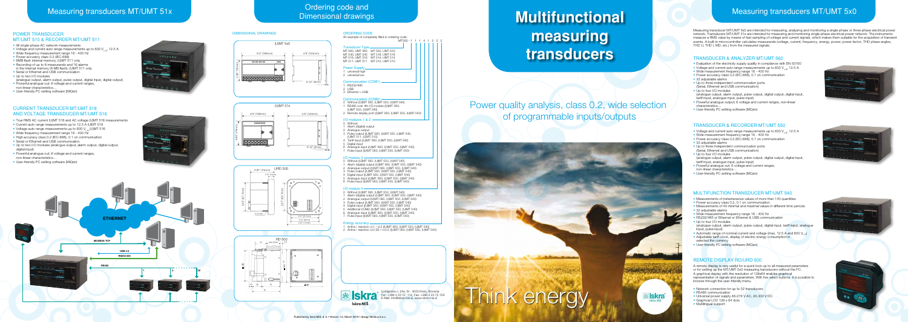# Measuring transducers MT/UMT 51x

## POWER TRANSDUCER MT/UMT 510 & RECORDER MT/UMT 511

- All single-phase AC network measurements
- Voltage and current auto range measurements up to 600 $V_{LN}$, 12.5 A
- Wide frequency measurement range 16 - 400 Hz
- Power accuracy class 0.2 (IEC 688)
- 8MB flash internal memory; (U)MT 511 only
- Recording of up to 8 measurands and 16 alarms in the internal memory (8 MB flash); (U)MT 511 only
- Serial or Ethernet and USB communication
- Up to two I/O modules (analogue output, alarm output, pulse output, digital input, digital output)
- Powerful analogue out; 6 voltage and current ranges, non-linear characteristics…
- User-friendly PC setting software (MiQen)

## CURRENT TRANSDUCER MT/UMT 518 AND VOLTAGE TRANSDUCER MT/UMT 516

- True RMS AC current (U)MT 518 and AC voltage (U)MT 516 measurements
- Current auto range measurements up to 12.5 A (U)MT 518
- Voltage auto range measurements up to 600 $V_{LN}$ (U)MT 516
- Wide frequency measurement range 16 - 400 Hz
- High accuracy class 0.2 (IEC 688), 0.1 on communication
- Serial or Ethernet and USB communication
- Up to two I/O modules (analogue output, alarm output, digital output, digital input)
- Powerful analogue out; 6 voltage and current ranges, non-linear characteristics…
- User-friendly PC setting software (MiQen)

ETHERNET

MODBUS TCP

USB 2.0

RS232/485

RS485

1 2 32

# Ordering code and Dimensional drawings

DIMENSIONAL DRAWINGS

(U)MT 5x0

(U)MT 51x

URD 500

RD 500

ORDERING CODE

An example of completely filled-in ordering code:

MT560 - 1 1 1 4 1 2 5 2

Transducer Type
MT 560, UMT 560 MT 550, UMT 550
MT 540, UMT 540 MT 518, UMT 518
MT 516, UMT 516 MT 514, UMT 514
MT 511, UMT 511 MT 510, UMT 510

Power Supply
1 universal high
2 universal low

Communication (COM1)
1 RS232/485
2 USB
3 Ethernet + USB

Communication (COM2)
0 Without ((U)MT 560, (U)MT 550, (U)MT 540)
1 RS485 over 4th I/O module ((U)MT 560, (U)MT 550, (U)MT 540)
2 Remote display port ((U)MT 560, (U)MT 550, (U)MT 540)

I/O modules 1 & 2
0 Without
1 Alarm (digital) output
2 Analogue output
3 Pulse output ((U)MT 560, (U)MT 550, (U)MT 540, (U)MT 511, (U)MT 510)
4 Tariff input ((U)MT 560, (U)MT 550, (U)MT 540)
5 Digital input
6 Analogue input ((U)MT 560, (U)MT 550, (U)MT 540)
7 Pulse input ((U)MT 560, (U)MT 550, (U)MT 540)

I/O module 3
0 Without ((U)MT 560, (U)MT 550, (U)MT 540)
1 Alarm (digital) output ((U)MT 560, (U)MT 550, (U)MT 540)
2 Analogue output ((U)MT 560, (U)MT 550, (U)MT 540)
3 Pulse output ((U)MT 560, (U)MT 550, (U)MT 540)
4 Digital input ((U)MT 560, (U)MT 550, (U)MT 540)
5 Analogue input ((U)MT 560, (U)MT 550, (U)MT 540)
6 Pulse input ((U)MT 560, (U)MT 550, (U)MT 540)

I/O module 4
0 Without ((U)MT 560, (U)MT 550, (U)MT 540)
1 Alarm (digital) output ((U)MT 560, (U)MT 550, (U)MT 540)
2 Analogue output ((U)MT 560, (U)MT 550, (U)MT 540)
3 Pulse output ((U)MT 560, (U)MT 550, (U)MT 540)
4 Digital input ((U)MT 560, (U)MT 550, (U)MT 540)
5 Additional COM2 ((U)MT 560, (U)MT 550, (U)MT 540)
6 Analogue input ((U)MT 560, (U)MT 550, (U)MT 540)
7 Pulse input ((U)MT 560, (U)MT 550, (U)MT 540)

Energy accuracy
1 Active / reactive: cl.1 / cl.2 ((U)MT 560, (U)MT 550, (U)MT 540)
2 Active / reactive: cl.0.5S / cl.0.5 ((U)MT 560, (U)MT 550, (U)MT 540)

Iskra MIS

Ljubljanska c. 24a, SI - 4000 Kranj, Slovenia
Tel.: +386 4 23 72 112, Fax: +386 4 23 72 129
E-Mail: info@iskra-mis.si, www.iskra-mis.si

Published by Iskra MIS, d. d. • Version 1.0, March 2010 • design Nimbus d.o.o.

# Multifunctional measuring transducers

## Power quality analysis, class 0.2, wide selection of programmable inputs/outputs

Think energy

Iskra MIS

# Measuring transducers MT/UMT 5x0

Measuring transducer MT/UMT 5x0 are intended for measuring, analysing and monitoring a single-phase or three-phase electrical power network. Transducers MT/UMT 51x are intended for measuring and monitoring single-phase electrical power network. The instruments measure a RMS value by means of fast sampling of voltage and current signals, which makes them suitable for the acquisition of transient events. A built-in microcontroller calculates measurands (voltage, current, frequency, energy, power, power factor, THD phase angles, THD U, THD I, MD, etc.) from the measured signals.

## TRANSDUCER & ANALYZER MT/UMT 560

- Evaluation of the electricity supply quality in compliance with EN 50160
- Voltage and current auto range measurements up to 600 $V_{LN}$, 12.5 A
- Wide measurement frequency range 16 - 400 Hz
- Power accuracy class 0.2 (IEC 688), 0.1 on communication
- 32 adjustable alarms
- Up to three independent communication ports (Serial, Ethernet and USB communication)
- Up to four I/O modules (analogue output, alarm output, pulse output, digital output, digital input, tariff input, analogue input, pulse input)
- Powerful analogue output; 6 voltage and current ranges, non-linear characteristics…
- User-friendly PC setting software (MiQen)

## TRANSDUCER & RECORDER MT/UMT 550

- Voltage and current auto range measurements up to 600 $V_{LN}$, 12.5 A
- Wide measurement frequency range 16 - 400 Hz
- Power accuracy class 0.2 (IEC 688), 0.1 on communication
- 32 adjustable alarms
- Up to three independent communication ports (Serial, Ethernet and USB communication)
- Up to four I/O modules (analogue output, alarm output, pulse output, digital output, digital input, tariff input, analogue input, pulse input)
- Powerful analogue out; 6 voltage and current ranges, non-linear characteristics…
- User-friendly PC setting software (MiQen)

## MULTIFUNCTION TRANSDUCER MT/UMT 540

- Measurements of instantaneous values of more than 140 quantities
- Power accuracy class 0.2, 0.1 on communication
- Measurements of 40 minimal and maximal values in different time periods
- 32 adjustable alarms
- Wide measurement frequency range 16 - 400 Hz
- RS232/485 or Ethernet or Ethernet & USB communication
- Up to four I/O modules (analogue output, alarm output, pulse output, digital input, tariff input, analogue input, pulse input)
- Automatic range of nominal current and voltage (max. 12.5 A and 600 $V_{LN}$)
- Adjustable tariff clock, display of electric energy consumption in selected the currency
- User-friendly PC setting software (MiQen)

## REMOTE DISPLAY RD/URD 500

A remote display is very useful for a quick look-up to all measured parameters or for setting up the MT/UMT 5x0 measuring transducers without the PC. A graphical display with the resolution of 128x64 enables graphical representation of signals and parameters. With five select buttons it is possible to browse through the user-friendly menu.

- Network connection for up to 32 transducers
- RS485 communication
- Universal power supply 48-276 V AC, 20-300 V DC
- Graphical LCD 128 x 64 dots
- Multilingual support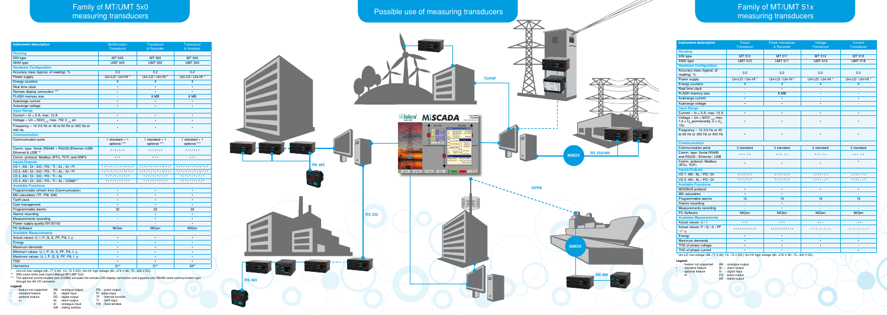# Family of MT/UMT 5x0 measuring transducers

| Instrument description | Multifunction Transducer | Transducer & Recorder | Transducer & Analyzer |
|---|---|---|---|
| **Housing** | | | |
| DIN type | MT 540 | MT 550 | MT 560 |
| ANSI type | UMT 540 | UMT 550 | UMT 560 |
| **Hardware Configuration** | | | |
| Accuracy class (typical, of reading), % | 0.2 | 0.2 | 0.2 |
| Power supply | Uni-LO / Uni-HI * | Uni-LO / Uni-HI * | Uni-LO / Uni-HI * |
| Energy counters | 4 | 4 | 4 |
| Real time clock | • | • | • |
| Remote display connection *** | • | • | • |
| FLASH memory size | - | 8 MB | 8 MB |
| Autorange current | • | • | • |
| Autorange voltage | • | • | • |
| **Input Range** | | | |
| Current – In = 5 A, max. 12 A | • | • | • |
| Voltage – Un = 500V$_{L-L}$, max. 750 V$_{L-L}$ sin | • | • | • |
| Frequency – 16 2/3 Hz or 45 to 65 Hz or 300 Hz or 400 Hz | • | • | • |
| **Communication** | | | |
| Communication ports | 1 standard + 1 optional *** | 1 standard + 1 optional *** | 1 standard + 1 optional *** |
| Comm. type: Serial (RS485 + RS232)/Ethernet /USB/ Ethernet & USB ** | • / • / • / • | • / • / • / • | • / • / • / • |
| Comm. protocol: Modbus (RTU, TCP) and DNP3 | • / • | • / • | • / • |
| **Inputs/Outputs** | | | |
| I/O 1: AN / DI / DO / PO / TI / AL / AI / PI | • / • / • / • / • / • / • / • | • / • / • / • / • / • / • / • | • / • / • / • / • / • / • / • |
| I/O 2: AN / DI / DO / PO / TI / AL / AI / PI | • / • / • / • / • / • / • / • | • / • / • / • / • / • / • / • | • / • / • / • / • / • / • / • |
| I/O 3: AN / DI / DO / PO / TI / AL | • / • / • / • / • / • | • / • / • / • / • / • | • / • / • / • / • / • |
| I/O 4: AN / DI / DO / PO / TI / AL / COM2** | • / • / • / • / • / • / • | • / • / • / • / • / • / • | • / • / • / • / • / • / • |
| **Available Functions** | | | |
| Programmable refresh time (Communication) | • | • | • |
| MD calculation (TF, FW, SW) | • | • | • |
| Tariff clock | • | • | • |
| Cost management | • | • | • |
| Programmable alarms | 32 | 32 | 32 |
| Alarms recording | - | • | • |
| Measurements recording | - | • | • |
| Power supply quality EN 50160 | - | - | • |
| PC-Software | MiQen | MiQen | MiQen |
| **Available Measurements** | | | |
| Actual values: U, I, P, Q, S, PF, PA, f, φ | • | • | • |
| Energy | • | • | • |
| Maximum demands | • | • | • |
| Minimum values: U, I, P, Q, S, PF, PA, f, φ | • | • | • |
| Maximum values: U, I, P, Q, S, PF, PA, f, φ | • | • | • |
| THD | • | • | • |
| Harmonics | 31st | 31st | 63rd |

\* Uni-LO: low voltage (48...77 V AC, 19...70 V DC); Uni-HI: high voltage (80...276 V AC, 70...300 V DC)
\*\* With some limits (see User's Manual MT/UMT 5x0)
\*\*\* The optional communication port (COM2) excludes the remote LED display connection and supports only RS485 serial communication type through the 4th I/O connector

**Legend:**

- \- feature not supported
- • - standard feature
- • - optional feature
- / - or
- AN - analogue output
- DI - digital input
- DO - digital output
- AL - alarm output
- AI - analogue input
- SW - sliding window
- PO - pulse output
- PI - pulse input
- TF - thermal function
- TI - tariff input
- FW - fixed window

# Possible use of measuring transducers

TCP/IP

RS 485

RS 232/485

MiBOX

GPRS

RS 232

MiBOX

RS 485

RS 485

# Family of MT/UMT 51x measuring transducers

| Instrument description | Power Transducer | Power transducer & Recorder | Voltage Transducer | Current Transducer |
|---|---|---|---|---|
| **Housing** | | | | |
| DIN type | MT 510 | MT 511 | MT 516 | MT 518 |
| ANSI type | UMT 510 | UMT 511 | UMT 516 | UMT 518 |
| **Hardware Configuration** | | | | |
| Accuracy class (typical, of reading), % | 0.2 | 0.2 | 0.2 | 0.2 |
| Power supply | Uni-LO / Uni-HI * | Uni-LO / Uni-HI * | Uni-LO / Uni-HI * | Uni-LO / Uni-HI * |
| Energy counters | 4 | 4 | 4 | 4 |
| Real time clock | - | • | - | - |
| FLASH memory size | - | 8 MB | - | - |
| Autorange current | • | • | - | • |
| Autorange voltage | • | • | • | - |
| **Input Range** | | | | |
| Current – In = 5 A, max. 15 A | • | • | • | • |
| Voltage – Un = 500V$_{L-L}$, max. 1.2 × U$_n$ permanently, 2 × U$_n$ 10s | • | • | • | • |
| Frequency – 16 2/3 Hz or 45 to 65 Hz or 300 Hz or 400 Hz | • | • | • | • |
| **Communication** | | | | |
| Communication ports | 2 standard | 2 standard | 2 standard | 2 standard |
| Comm. type: Serial RS485 and RS232 / Ethernet / USB | • / • / • | • / • / • | • / • / • | • / • / • |
| Comm. protocol: Modbus (RTU, TCP) | • | • | • | • |
| **Inputs/Outputs** | | | | |
| I/O 1: AN / AL / PO / DI | • / • / • / • | • / • / • / • | • / • / - / • | • / • / - / • |
| I/O 2: AN / AL / PO / DI | • / • / • / • | • / • / • / • | • / • / - / • | • / • / - / • |
| **Available Functions** | | | | |
| MODBUS protocol | • | • | • | • |
| MD calculation | • | • | - | - |
| Programmable alarms | 16 | 16 | 16 | 16 |
| Alarms recording | - | • | - | - |
| Measurements recording | - | • | - | - |
| PC-Software | MiQen | MiQen | MiQen | MiQen |
| **Available Measurements** | | | | |
| Actual value: U / I | • / • | • / • | • / - | - / • |
| Actual value: P / Q / S / PF / f / φ | • / • / • / • / • / • | • / • / • / • / • / • | - / - / - / - / - / - | - / - / - / - / - / - |
| Energy | • | • | - | - |
| Maximum demands | • | • | • | • |
| THD of phase voltage | • | • | • | - |
| THD of phase current | • | • | - | • |

\* Uni-LO: low voltage (48...77 V AC, 19...70 V DC); Uni-HI: high voltage (80...276 V AC, 70...300 V DC)

**Legend:**

- \- feature not supported
- • - standard feature
- • - optional feature
- / - or
- AN - analogue output
- AL - alarm output
- DI - digital input
- PO - pulse output
- DO - digital output